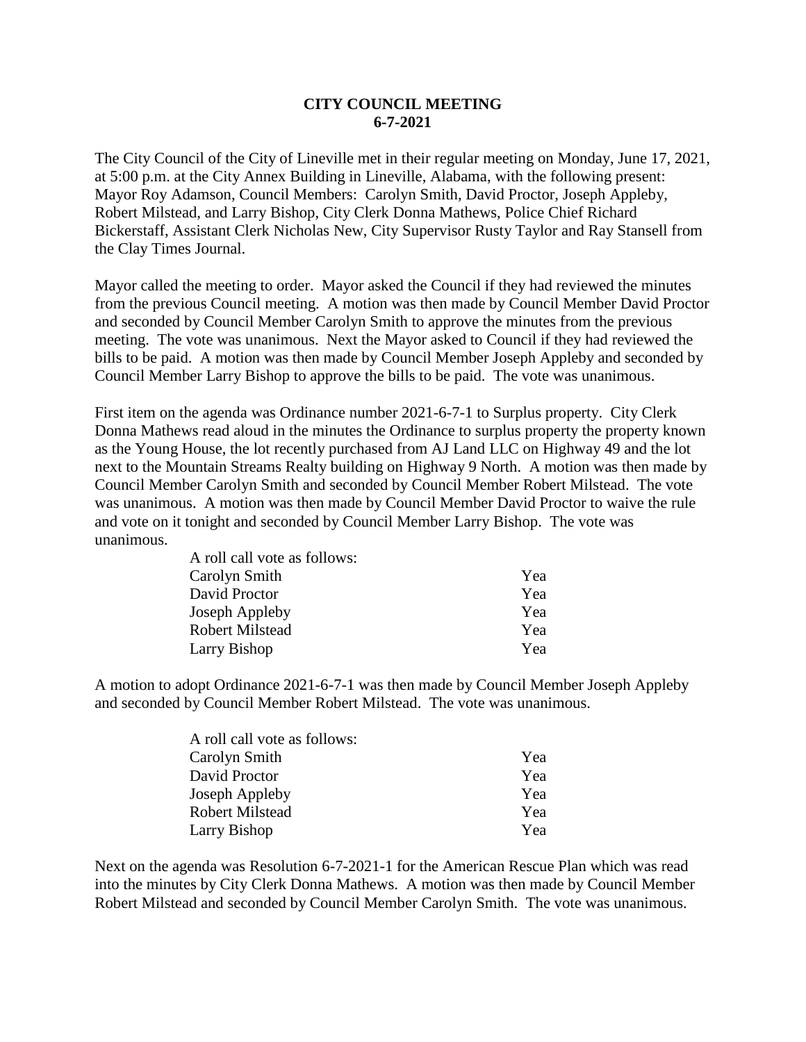**CITY COUNCIL MEETING**
**6-7-2021**

The City Council of the City of Lineville met in their regular meeting on Monday, June 17, 2021, at 5:00 p.m. at the City Annex Building in Lineville, Alabama, with the following present: Mayor Roy Adamson, Council Members: Carolyn Smith, David Proctor, Joseph Appleby, Robert Milstead, and Larry Bishop, City Clerk Donna Mathews, Police Chief Richard Bickerstaff, Assistant Clerk Nicholas New, City Supervisor Rusty Taylor and Ray Stansell from the Clay Times Journal.

Mayor called the meeting to order. Mayor asked the Council if they had reviewed the minutes from the previous Council meeting. A motion was then made by Council Member David Proctor and seconded by Council Member Carolyn Smith to approve the minutes from the previous meeting. The vote was unanimous. Next the Mayor asked to Council if they had reviewed the bills to be paid. A motion was then made by Council Member Joseph Appleby and seconded by Council Member Larry Bishop to approve the bills to be paid. The vote was unanimous.

First item on the agenda was Ordinance number 2021-6-7-1 to Surplus property. City Clerk Donna Mathews read aloud in the minutes the Ordinance to surplus property the property known as the Young House, the lot recently purchased from AJ Land LLC on Highway 49 and the lot next to the Mountain Streams Realty building on Highway 9 North. A motion was then made by Council Member Carolyn Smith and seconded by Council Member Robert Milstead. The vote was unanimous. A motion was then made by Council Member David Proctor to waive the rule and vote on it tonight and seconded by Council Member Larry Bishop. The vote was unanimous.

A roll call vote as follows:

| | |
|---|---|
| Carolyn Smith | Yea |
| David Proctor | Yea |
| Joseph Appleby | Yea |
| Robert Milstead | Yea |
| Larry Bishop | Yea |

A motion to adopt Ordinance 2021-6-7-1 was then made by Council Member Joseph Appleby and seconded by Council Member Robert Milstead. The vote was unanimous.

A roll call vote as follows:

| | |
|---|---|
| Carolyn Smith | Yea |
| David Proctor | Yea |
| Joseph Appleby | Yea |
| Robert Milstead | Yea |
| Larry Bishop | Yea |

Next on the agenda was Resolution 6-7-2021-1 for the American Rescue Plan which was read into the minutes by City Clerk Donna Mathews. A motion was then made by Council Member Robert Milstead and seconded by Council Member Carolyn Smith. The vote was unanimous.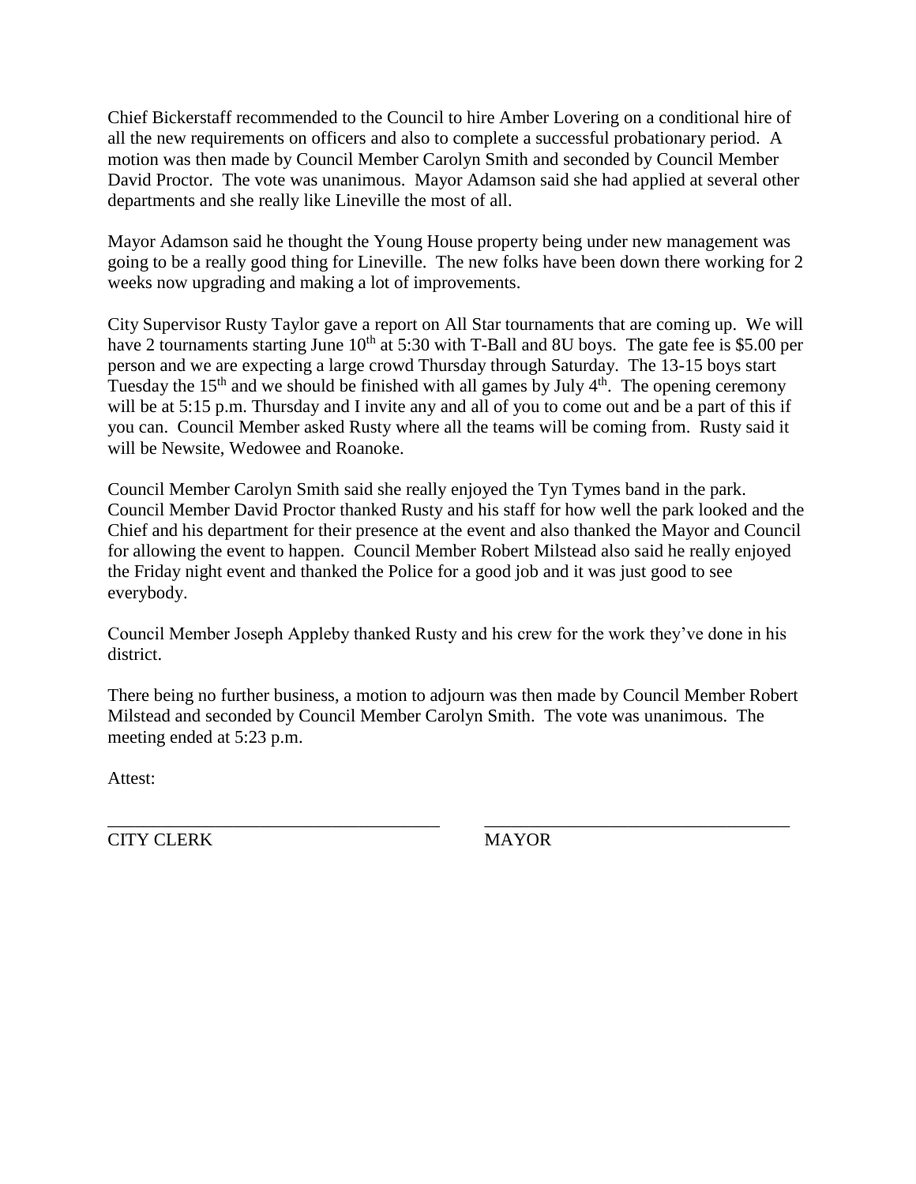Chief Bickerstaff recommended to the Council to hire Amber Lovering on a conditional hire of all the new requirements on officers and also to complete a successful probationary period. A motion was then made by Council Member Carolyn Smith and seconded by Council Member David Proctor. The vote was unanimous. Mayor Adamson said she had applied at several other departments and she really like Lineville the most of all.

Mayor Adamson said he thought the Young House property being under new management was going to be a really good thing for Lineville. The new folks have been down there working for 2 weeks now upgrading and making a lot of improvements.

City Supervisor Rusty Taylor gave a report on All Star tournaments that are coming up. We will have 2 tournaments starting June 10th at 5:30 with T-Ball and 8U boys. The gate fee is $5.00 per person and we are expecting a large crowd Thursday through Saturday. The 13-15 boys start Tuesday the 15th and we should be finished with all games by July 4th. The opening ceremony will be at 5:15 p.m. Thursday and I invite any and all of you to come out and be a part of this if you can. Council Member asked Rusty where all the teams will be coming from. Rusty said it will be Newsite, Wedowee and Roanoke.

Council Member Carolyn Smith said she really enjoyed the Tyn Tymes band in the park. Council Member David Proctor thanked Rusty and his staff for how well the park looked and the Chief and his department for their presence at the event and also thanked the Mayor and Council for allowing the event to happen. Council Member Robert Milstead also said he really enjoyed the Friday night event and thanked the Police for a good job and it was just good to see everybody.

Council Member Joseph Appleby thanked Rusty and his crew for the work they've done in his district.

There being no further business, a motion to adjourn was then made by Council Member Robert Milstead and seconded by Council Member Carolyn Smith. The vote was unanimous. The meeting ended at 5:23 p.m.

Attest:

_____________________________________ _____________________________________

CITY CLERK MAYOR